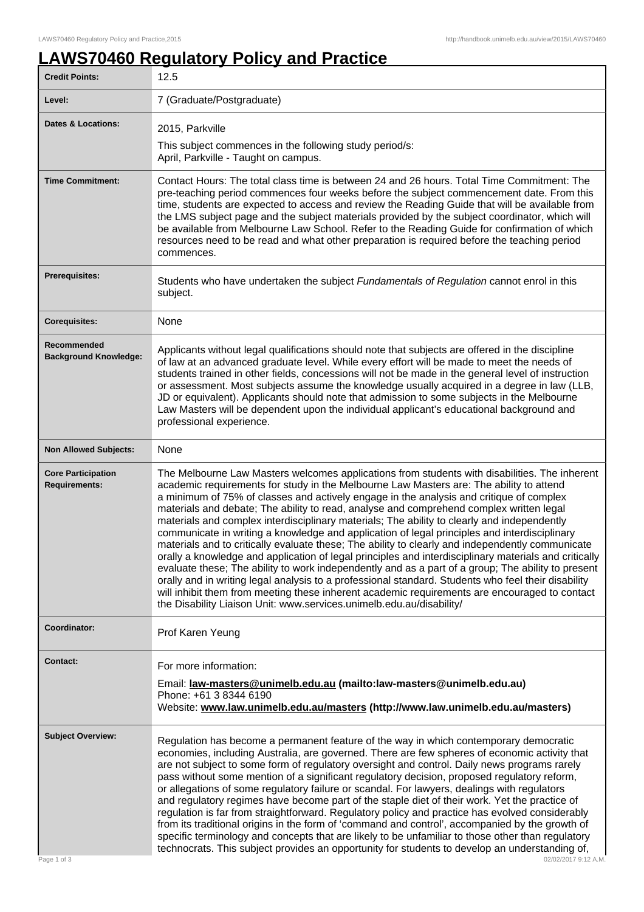# LAWS70460 Regulatory Policy and Practice

| | |
|---|---|
| **Credit Points:** | 12.5 |
| **Level:** | 7 (Graduate/Postgraduate) |
| **Dates & Locations:** | 2015, Parkville<br>This subject commences in the following study period/s:<br>April, Parkville - Taught on campus. |
| **Time Commitment:** | Contact Hours: The total class time is between 24 and 26 hours. Total Time Commitment: The pre-teaching period commences four weeks before the subject commencement date. From this time, students are expected to access and review the Reading Guide that will be available from the LMS subject page and the subject materials provided by the subject coordinator, which will be available from Melbourne Law School. Refer to the Reading Guide for confirmation of which resources need to be read and what other preparation is required before the teaching period commences. |
| **Prerequisites:** | Students who have undertaken the subject *Fundamentals of Regulation* cannot enrol in this subject. |
| **Corequisites:** | None |
| **Recommended Background Knowledge:** | Applicants without legal qualifications should note that subjects are offered in the discipline of law at an advanced graduate level. While every effort will be made to meet the needs of students trained in other fields, concessions will not be made in the general level of instruction or assessment. Most subjects assume the knowledge usually acquired in a degree in law (LLB, JD or equivalent). Applicants should note that admission to some subjects in the Melbourne Law Masters will be dependent upon the individual applicant's educational background and professional experience. |
| **Non Allowed Subjects:** | None |
| **Core Participation Requirements:** | The Melbourne Law Masters welcomes applications from students with disabilities. The inherent academic requirements for study in the Melbourne Law Masters are: The ability to attend a minimum of 75% of classes and actively engage in the analysis and critique of complex materials and debate; The ability to read, analyse and comprehend complex written legal materials and complex interdisciplinary materials; The ability to clearly and independently communicate in writing a knowledge and application of legal principles and interdisciplinary materials and to critically evaluate these; The ability to clearly and independently communicate orally a knowledge and application of legal principles and interdisciplinary materials and critically evaluate these; The ability to work independently and as a part of a group; The ability to present orally and in writing legal analysis to a professional standard. Students who feel their disability will inhibit them from meeting these inherent academic requirements are encouraged to contact the Disability Liaison Unit: www.services.unimelb.edu.au/disability/ |
| **Coordinator:** | Prof Karen Yeung |
| **Contact:** | For more information:<br>Email: **law-masters@unimelb.edu.au (mailto:law-masters@unimelb.edu.au)**<br>Phone: +61 3 8344 6190<br>Website: **www.law.unimelb.edu.au/masters (http://www.law.unimelb.edu.au/masters)** |
| **Subject Overview:** | Regulation has become a permanent feature of the way in which contemporary democratic economies, including Australia, are governed. There are few spheres of economic activity that are not subject to some form of regulatory oversight and control. Daily news programs rarely pass without some mention of a significant regulatory decision, proposed regulatory reform, or allegations of some regulatory failure or scandal. For lawyers, dealings with regulators and regulatory regimes have become part of the staple diet of their work. Yet the practice of regulation is far from straightforward. Regulatory policy and practice has evolved considerably from its traditional origins in the form of 'command and control', accompanied by the growth of specific terminology and concepts that are likely to be unfamiliar to those other than regulatory technocrats. This subject provides an opportunity for students to develop an understanding of, |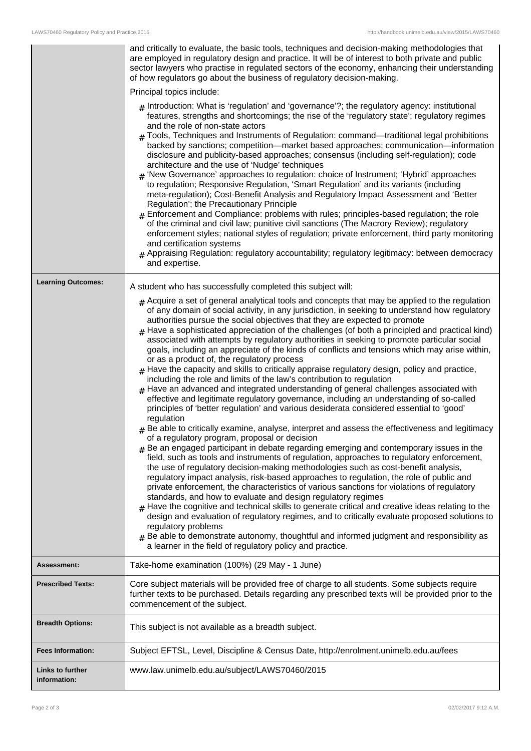| | |
|---|---|
| | and critically to evaluate, the basic tools, techniques and decision-making methodologies that are employed in regulatory design and practice. It will be of interest to both private and public sector lawyers who practise in regulated sectors of the economy, enhancing their understanding of how regulators go about the business of regulatory decision-making.<br><br>Principal topics include:<br><br>- Introduction: What is 'regulation' and 'governance'?; the regulatory agency: institutional features, strengths and shortcomings; the rise of the 'regulatory state'; regulatory regimes and the role of non-state actors<br>- Tools, Techniques and Instruments of Regulation: command—traditional legal prohibitions backed by sanctions; competition—market based approaches; communication—information disclosure and publicity-based approaches; consensus (including self-regulation); code architecture and the use of 'Nudge' techniques<br>- 'New Governance' approaches to regulation: choice of Instrument; 'Hybrid' approaches to regulation; Responsive Regulation, 'Smart Regulation' and its variants (including meta-regulation); Cost-Benefit Analysis and Regulatory Impact Assessment and 'Better Regulation'; the Precautionary Principle<br>- Enforcement and Compliance: problems with rules; principles-based regulation; the role of the criminal and civil law; punitive civil sanctions (The Macrory Review); regulatory enforcement styles; national styles of regulation; private enforcement, third party monitoring and certification systems<br>- Appraising Regulation: regulatory accountability; regulatory legitimacy: between democracy and expertise. |
| **Learning Outcomes:** | A student who has successfully completed this subject will:<br><br>- Acquire a set of general analytical tools and concepts that may be applied to the regulation of any domain of social activity, in any jurisdiction, in seeking to understand how regulatory authorities pursue the social objectives that they are expected to promote<br>- Have a sophisticated appreciation of the challenges (of both a principled and practical kind) associated with attempts by regulatory authorities in seeking to promote particular social goals, including an appreciate of the kinds of conflicts and tensions which may arise within, or as a product of, the regulatory process<br>- Have the capacity and skills to critically appraise regulatory design, policy and practice, including the role and limits of the law's contribution to regulation<br>- Have an advanced and integrated understanding of general challenges associated with effective and legitimate regulatory governance, including an understanding of so-called principles of 'better regulation' and various desiderata considered essential to 'good' regulation<br>- Be able to critically examine, analyse, interpret and assess the effectiveness and legitimacy of a regulatory program, proposal or decision<br>- Be an engaged participant in debate regarding emerging and contemporary issues in the field, such as tools and instruments of regulation, approaches to regulatory enforcement, the use of regulatory decision-making methodologies such as cost-benefit analysis, regulatory impact analysis, risk-based approaches to regulation, the role of public and private enforcement, the characteristics of various sanctions for violations of regulatory standards, and how to evaluate and design regulatory regimes<br>- Have the cognitive and technical skills to generate critical and creative ideas relating to the design and evaluation of regulatory regimes, and to critically evaluate proposed solutions to regulatory problems<br>- Be able to demonstrate autonomy, thoughtful and informed judgment and responsibility as a learner in the field of regulatory policy and practice. |
| **Assessment:** | Take-home examination (100%) (29 May - 1 June) |
| **Prescribed Texts:** | Core subject materials will be provided free of charge to all students. Some subjects require further texts to be purchased. Details regarding any prescribed texts will be provided prior to the commencement of the subject. |
| **Breadth Options:** | This subject is not available as a breadth subject. |
| **Fees Information:** | Subject EFTSL, Level, Discipline & Census Date, http://enrolment.unimelb.edu.au/fees |
| **Links to further information:** | www.law.unimelb.edu.au/subject/LAWS70460/2015 |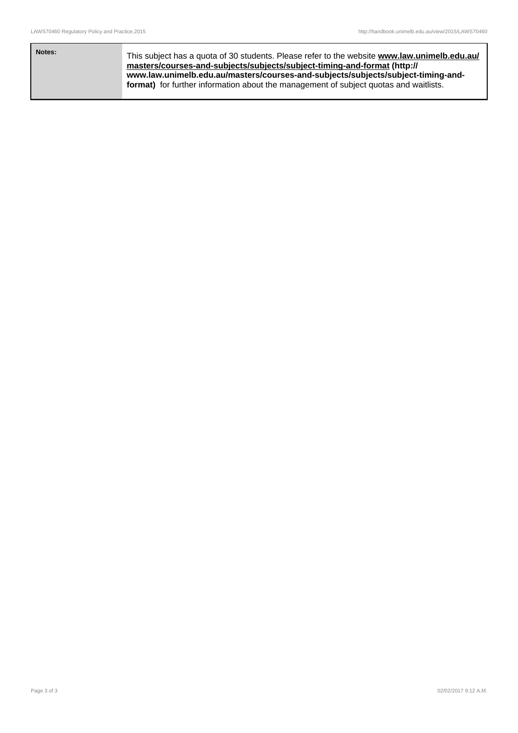| | |
|---|---|
| **Notes:** | This subject has a quota of 30 students. Please refer to the website **www.law.unimelb.edu.au/masters/courses-and-subjects/subjects/subject-timing-and-format (http://www.law.unimelb.edu.au/masters/courses-and-subjects/subjects/subject-timing-and-format)** for further information about the management of subject quotas and waitlists. |